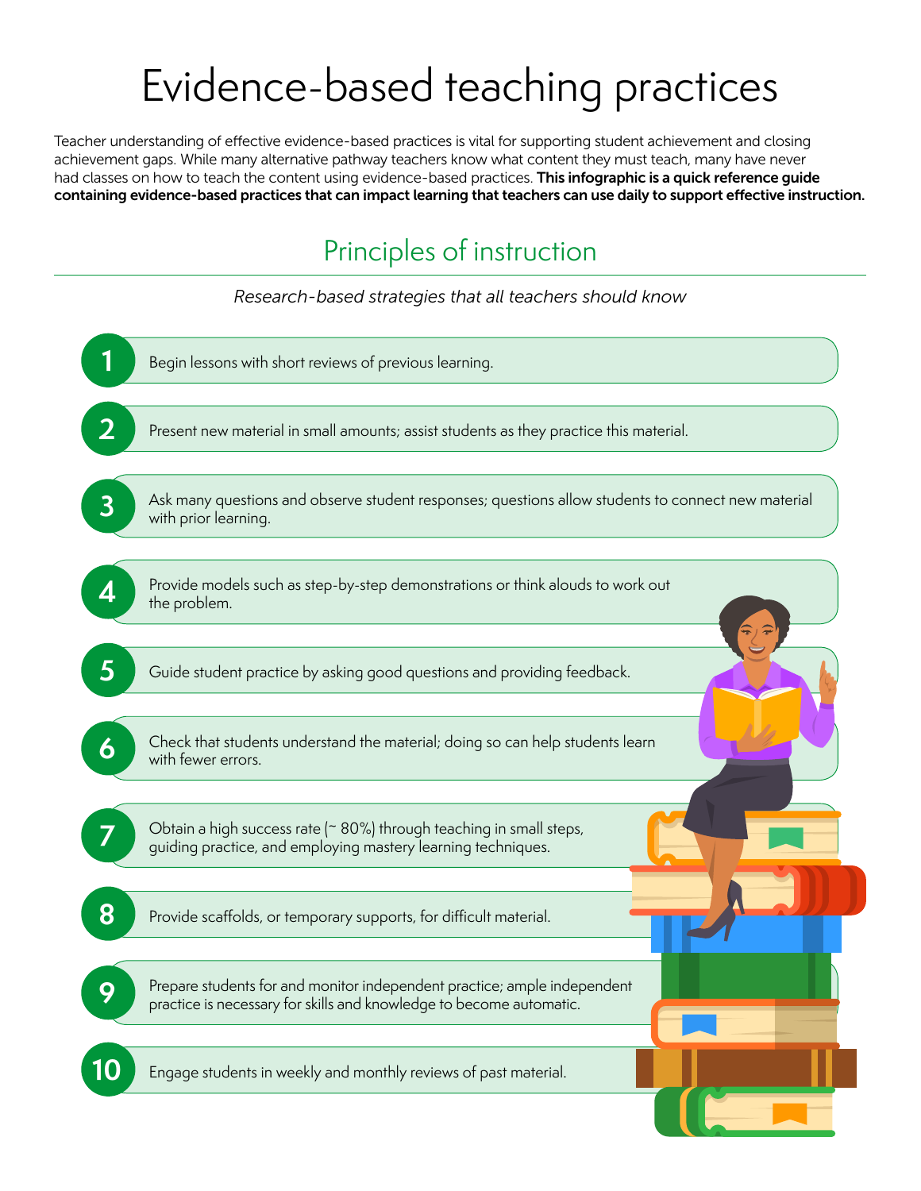# Evidence-based teaching practices

Teacher understanding of effective evidence-based practices is vital for supporting student achievement and closing achievement gaps. While many alternative pathway teachers know what content they must teach, many have never had classes on how to teach the content using evidence-based practices. **This infographic is a quick reference guide containing evidence-based practices that can impact learning that teachers can use daily to support effective instruction.**

## Principles of instruction

*Research-based strategies that all teachers should know*

1. Begin lessons with short reviews of previous learning.
2. Present new material in small amounts; assist students as they practice this material.
3. Ask many questions and observe student responses; questions allow students to connect new material with prior learning.
4. Provide models such as step-by-step demonstrations or think alouds to work out the problem.
5. Guide student practice by asking good questions and providing feedback.
6. Check that students understand the material; doing so can help students learn with fewer errors.
7. Obtain a high success rate (~ 80%) through teaching in small steps, guiding practice, and employing mastery learning techniques.
8. Provide scaffolds, or temporary supports, for difficult material.
9. Prepare students for and monitor independent practice; ample independent practice is necessary for skills and knowledge to become automatic.
10. Engage students in weekly and monthly reviews of past material.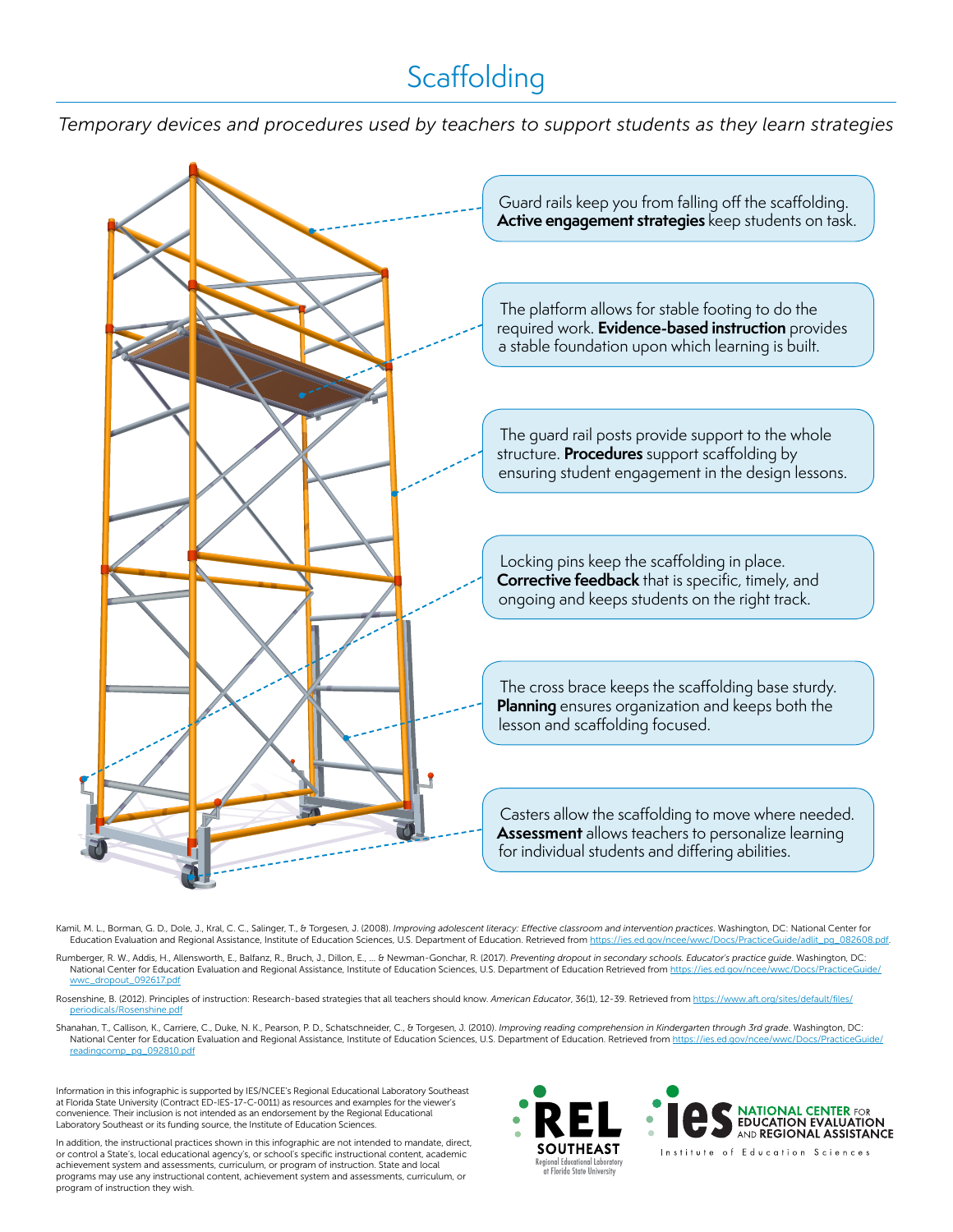# Scaffolding

*Temporary devices and procedures used by teachers to support students as they learn strategies*

Guard rails keep you from falling off the scaffolding. **Active engagement strategies** keep students on task.

The platform allows for stable footing to do the required work. **Evidence-based instruction** provides a stable foundation upon which learning is built.

The guard rail posts provide support to the whole structure. **Procedures** support scaffolding by ensuring student engagement in the design lessons.

Locking pins keep the scaffolding in place. **Corrective feedback** that is specific, timely, and ongoing and keeps students on the right track.

The cross brace keeps the scaffolding base sturdy. **Planning** ensures organization and keeps both the lesson and scaffolding focused.

Casters allow the scaffolding to move where needed. **Assessment** allows teachers to personalize learning for individual students and differing abilities.

Kamil, M. L., Borman, G. D., Dole, J., Kral, C. C., Salinger, T., & Torgesen, J. (2008). *Improving adolescent literacy: Effective classroom and intervention practices*. Washington, DC: National Center for Education Evaluation and Regional Assistance, Institute of Education Sciences, U.S. Department of Education. Retrieved from https://ies.ed.gov/ncee/wwc/Docs/PracticeGuide/adlit_pg_082608.pdf.

Rumberger, R. W., Addis, H., Allensworth, E., Balfanz, R., Bruch, J., Dillon, E., ... & Newman-Gonchar, R. (2017). *Preventing dropout in secondary schools. Educator's practice guide*. Washington, DC: National Center for Education Evaluation and Regional Assistance, Institute of Education Sciences, U.S. Department of Education Retrieved from https://ies.ed.gov/ncee/wwc/Docs/PracticeGuide/wwc_dropout_092617.pdf

Rosenshine, B. (2012). Principles of instruction: Research-based strategies that all teachers should know. *American Educator*, 36(1), 12-39. Retrieved from https://www.aft.org/sites/default/files/periodicals/Rosenshine.pdf

Shanahan, T., Callison, K., Carriere, C., Duke, N. K., Pearson, P. D., Schatschneider, C., & Torgesen, J. (2010). *Improving reading comprehension in Kindergarten through 3rd grade*. Washington, DC: National Center for Education Evaluation and Regional Assistance, Institute of Education Sciences, U.S. Department of Education. Retrieved from https://ies.ed.gov/ncee/wwc/Docs/PracticeGuide/readingcomp_pg_092810.pdf

Information in this infographic is supported by IES/NCEE's Regional Educational Laboratory Southeast at Florida State University (Contract ED-IES-17-C-0011) as resources and examples for the viewer's convenience. Their inclusion is not intended as an endorsement by the Regional Educational Laboratory Southeast or its funding source, the Institute of Education Sciences.

In addition, the instructional practices shown in this infographic are not intended to mandate, direct, or control a State's, local educational agency's, or school's specific instructional content, academic achievement system and assessments, curriculum, or program of instruction. State and local programs may use any instructional content, achievement system and assessments, curriculum, or program of instruction they wish.

REL SOUTHEAST
Regional Educational Laboratory at Florida State University

ies NATIONAL CENTER FOR EDUCATION EVALUATION AND REGIONAL ASSISTANCE
Institute of Education Sciences